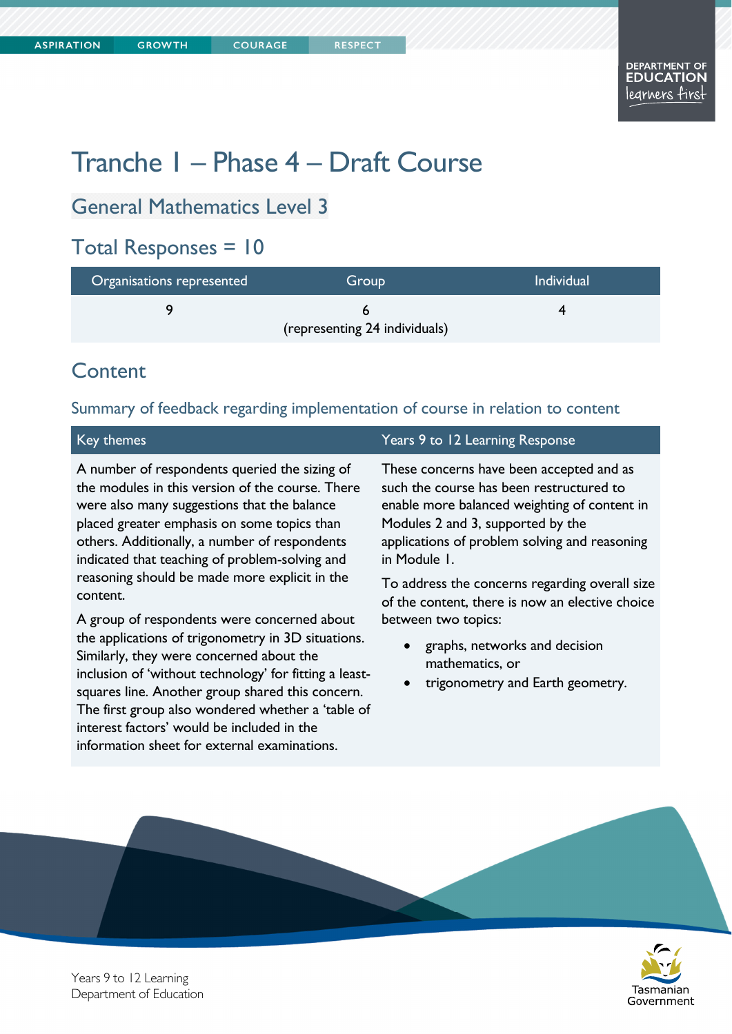# Tranche 1 – Phase 4 – Draft Course

## General Mathematics Level 3

## Total Responses = 10

| Organisations represented | Group | Individual |
|---|---|---|
| 9 | 6 (representing 24 individuals) | 4 |

## Content

### Summary of feedback regarding implementation of course in relation to content

| Key themes | Years 9 to 12 Learning Response |
|---|---|
| A number of respondents queried the sizing of the modules in this version of the course. There were also many suggestions that the balance placed greater emphasis on some topics than others. Additionally, a number of respondents indicated that teaching of problem-solving and reasoning should be made more explicit in the content.<br><br>A group of respondents were concerned about the applications of trigonometry in 3D situations. Similarly, they were concerned about the inclusion of 'without technology' for fitting a least-squares line. Another group shared this concern. The first group also wondered whether a 'table of interest factors' would be included in the information sheet for external examinations. | These concerns have been accepted and as such the course has been restructured to enable more balanced weighting of content in Modules 2 and 3, supported by the applications of problem solving and reasoning in Module 1.<br><br>To address the concerns regarding overall size of the content, there is now an elective choice between two topics:<br><br>• graphs, networks and decision mathematics, or<br>• trigonometry and Earth geometry. |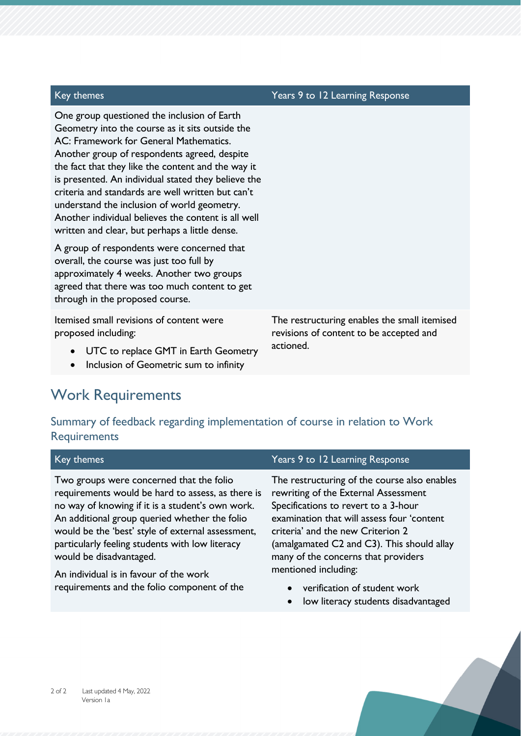| Key themes | Years 9 to 12 Learning Response |
| --- | --- |
| One group questioned the inclusion of Earth Geometry into the course as it sits outside the AC: Framework for General Mathematics. Another group of respondents agreed, despite the fact that they like the content and the way it is presented. An individual stated they believe the criteria and standards are well written but can't understand the inclusion of world geometry. Another individual believes the content is all well written and clear, but perhaps a little dense.<br><br>A group of respondents were concerned that overall, the course was just too full by approximately 4 weeks. Another two groups agreed that there was too much content to get through in the proposed course. | |
| Itemised small revisions of content were proposed including:<br>• UTC to replace GMT in Earth Geometry<br>• Inclusion of Geometric sum to infinity | The restructuring enables the small itemised revisions of content to be accepted and actioned. |

## Work Requirements

### Summary of feedback regarding implementation of course in relation to Work Requirements

| Key themes | Years 9 to 12 Learning Response |
| --- | --- |
| Two groups were concerned that the folio requirements would be hard to assess, as there is no way of knowing if it is a student's own work. An additional group queried whether the folio would be the 'best' style of external assessment, particularly feeling students with low literacy would be disadvantaged.<br><br>An individual is in favour of the work requirements and the folio component of the | The restructuring of the course also enables rewriting of the External Assessment Specifications to revert to a 3-hour examination that will assess four 'content criteria' and the new Criterion 2 (amalgamated C2 and C3). This should allay many of the concerns that providers mentioned including:<br>• verification of student work<br>• low literacy students disadvantaged |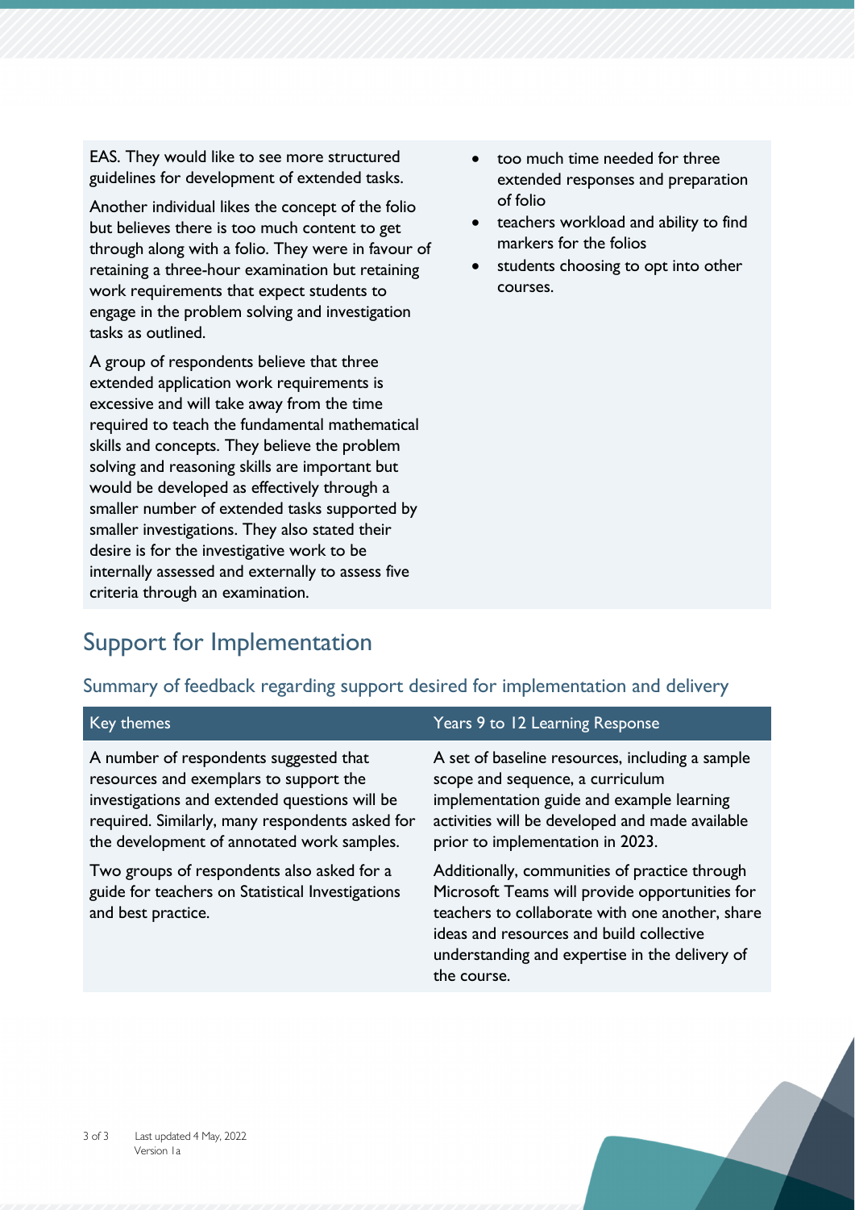EAS. They would like to see more structured guidelines for development of extended tasks.

Another individual likes the concept of the folio but believes there is too much content to get through along with a folio. They were in favour of retaining a three-hour examination but retaining work requirements that expect students to engage in the problem solving and investigation tasks as outlined.

A group of respondents believe that three extended application work requirements is excessive and will take away from the time required to teach the fundamental mathematical skills and concepts. They believe the problem solving and reasoning skills are important but would be developed as effectively through a smaller number of extended tasks supported by smaller investigations. They also stated their desire is for the investigative work to be internally assessed and externally to assess five criteria through an examination.

- too much time needed for three extended responses and preparation of folio
- teachers workload and ability to find markers for the folios
- students choosing to opt into other courses.

# Support for Implementation

## Summary of feedback regarding support desired for implementation and delivery

| Key themes | Years 9 to 12 Learning Response |
|---|---|
| A number of respondents suggested that resources and exemplars to support the investigations and extended questions will be required. Similarly, many respondents asked for the development of annotated work samples.<br><br>Two groups of respondents also asked for a guide for teachers on Statistical Investigations and best practice. | A set of baseline resources, including a sample scope and sequence, a curriculum implementation guide and example learning activities will be developed and made available prior to implementation in 2023.<br><br>Additionally, communities of practice through Microsoft Teams will provide opportunities for teachers to collaborate with one another, share ideas and resources and build collective understanding and expertise in the delivery of the course. |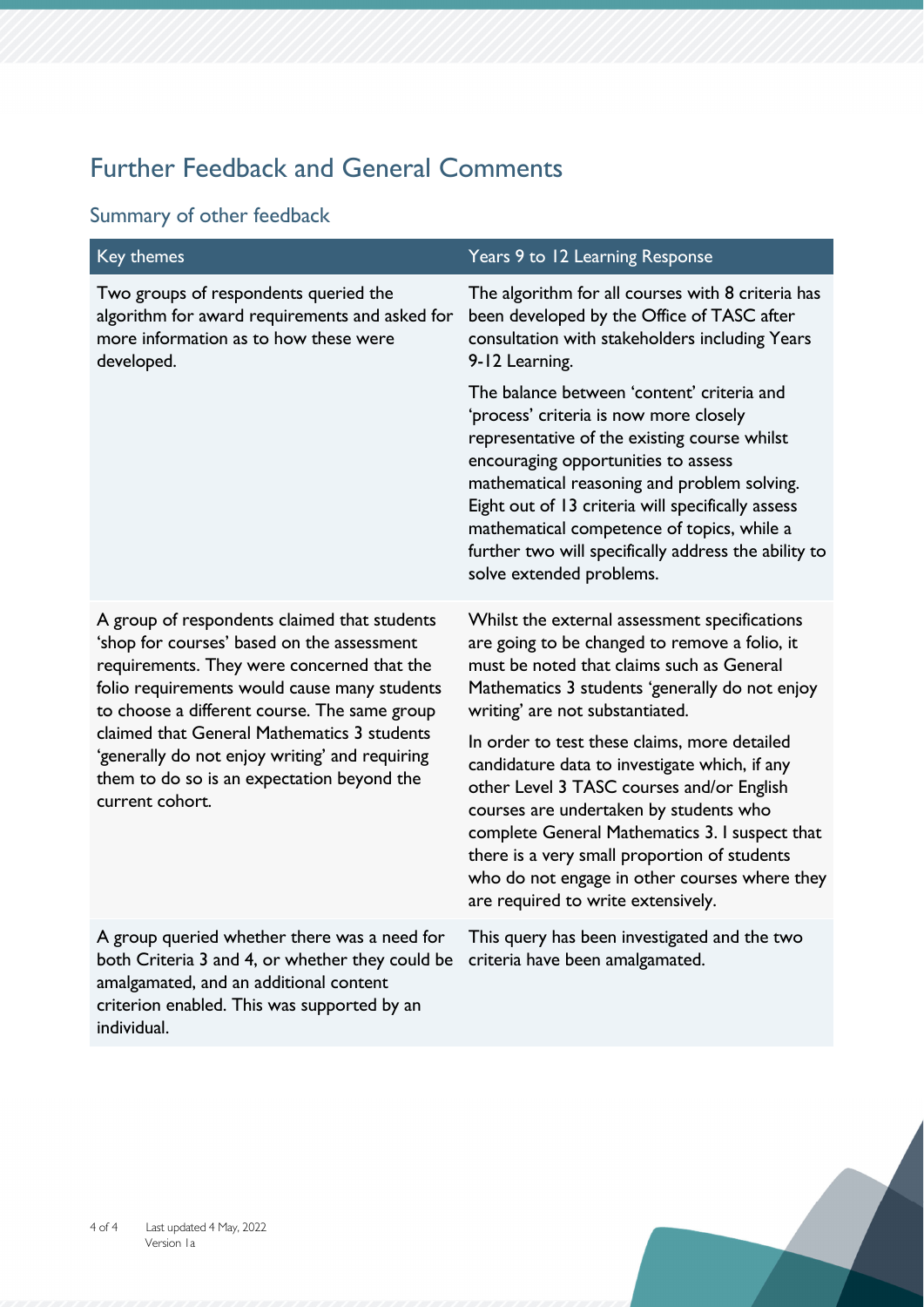## Further Feedback and General Comments

### Summary of other feedback

| Key themes | Years 9 to 12 Learning Response |
|---|---|
| Two groups of respondents queried the algorithm for award requirements and asked for more information as to how these were developed. | The algorithm for all courses with 8 criteria has been developed by the Office of TASC after consultation with stakeholders including Years 9-12 Learning.<br><br>The balance between 'content' criteria and 'process' criteria is now more closely representative of the existing course whilst encouraging opportunities to assess mathematical reasoning and problem solving. Eight out of 13 criteria will specifically assess mathematical competence of topics, while a further two will specifically address the ability to solve extended problems. |
| A group of respondents claimed that students 'shop for courses' based on the assessment requirements. They were concerned that the folio requirements would cause many students to choose a different course. The same group claimed that General Mathematics 3 students 'generally do not enjoy writing' and requiring them to do so is an expectation beyond the current cohort. | Whilst the external assessment specifications are going to be changed to remove a folio, it must be noted that claims such as General Mathematics 3 students 'generally do not enjoy writing' are not substantiated.<br><br>In order to test these claims, more detailed candidature data to investigate which, if any other Level 3 TASC courses and/or English courses are undertaken by students who complete General Mathematics 3. I suspect that there is a very small proportion of students who do not engage in other courses where they are required to write extensively. |
| A group queried whether there was a need for both Criteria 3 and 4, or whether they could be amalgamated, and an additional content criterion enabled. This was supported by an individual. | This query has been investigated and the two criteria have been amalgamated. |

Last updated 4 May, 2022
Version 1a